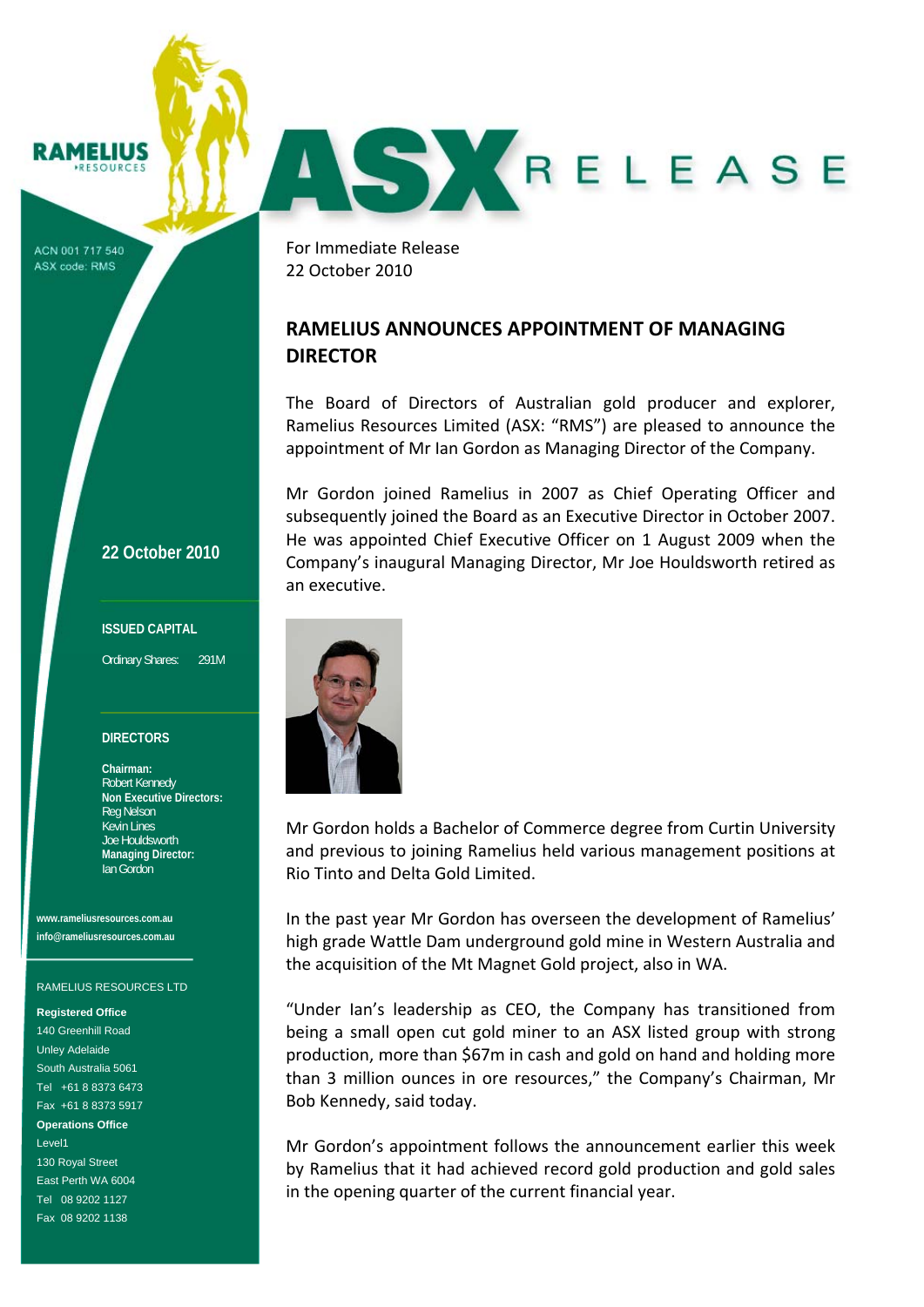RAMELIUS RESOURCES

ASX RELEASE

ACN 001 717 540
ASX code: RMS

For Immediate Release
22 October 2010

# RAMELIUS ANNOUNCES APPOINTMENT OF MANAGING DIRECTOR

The Board of Directors of Australian gold producer and explorer, Ramelius Resources Limited (ASX: "RMS") are pleased to announce the appointment of Mr Ian Gordon as Managing Director of the Company.

Mr Gordon joined Ramelius in 2007 as Chief Operating Officer and subsequently joined the Board as an Executive Director in October 2007. He was appointed Chief Executive Officer on 1 August 2009 when the Company's inaugural Managing Director, Mr Joe Houldsworth retired as an executive.

Mr Gordon holds a Bachelor of Commerce degree from Curtin University and previous to joining Ramelius held various management positions at Rio Tinto and Delta Gold Limited.

In the past year Mr Gordon has overseen the development of Ramelius' high grade Wattle Dam underground gold mine in Western Australia and the acquisition of the Mt Magnet Gold project, also in WA.

"Under Ian's leadership as CEO, the Company has transitioned from being a small open cut gold miner to an ASX listed group with strong production, more than $67m in cash and gold on hand and holding more than 3 million ounces in ore resources," the Company's Chairman, Mr Bob Kennedy, said today.

Mr Gordon's appointment follows the announcement earlier this week by Ramelius that it had achieved record gold production and gold sales in the opening quarter of the current financial year.

**22 October 2010**

**ISSUED CAPITAL**

Ordinary Shares: 291M

**DIRECTORS**

**Chairman:**
Robert Kennedy
**Non Executive Directors:**
Reg Nelson
Kevin Lines
Joe Houldsworth
**Managing Director:**
Ian Gordon

www.rameliusresources.com.au
info@rameliusresources.com.au

RAMELIUS RESOURCES LTD

**Registered Office**
140 Greenhill Road
Unley Adelaide
South Australia 5061
Tel +61 8 8373 6473
Fax +61 8 8373 5917

**Operations Office**
Level1
130 Royal Street
East Perth WA 6004
Tel 08 9202 1127
Fax 08 9202 1138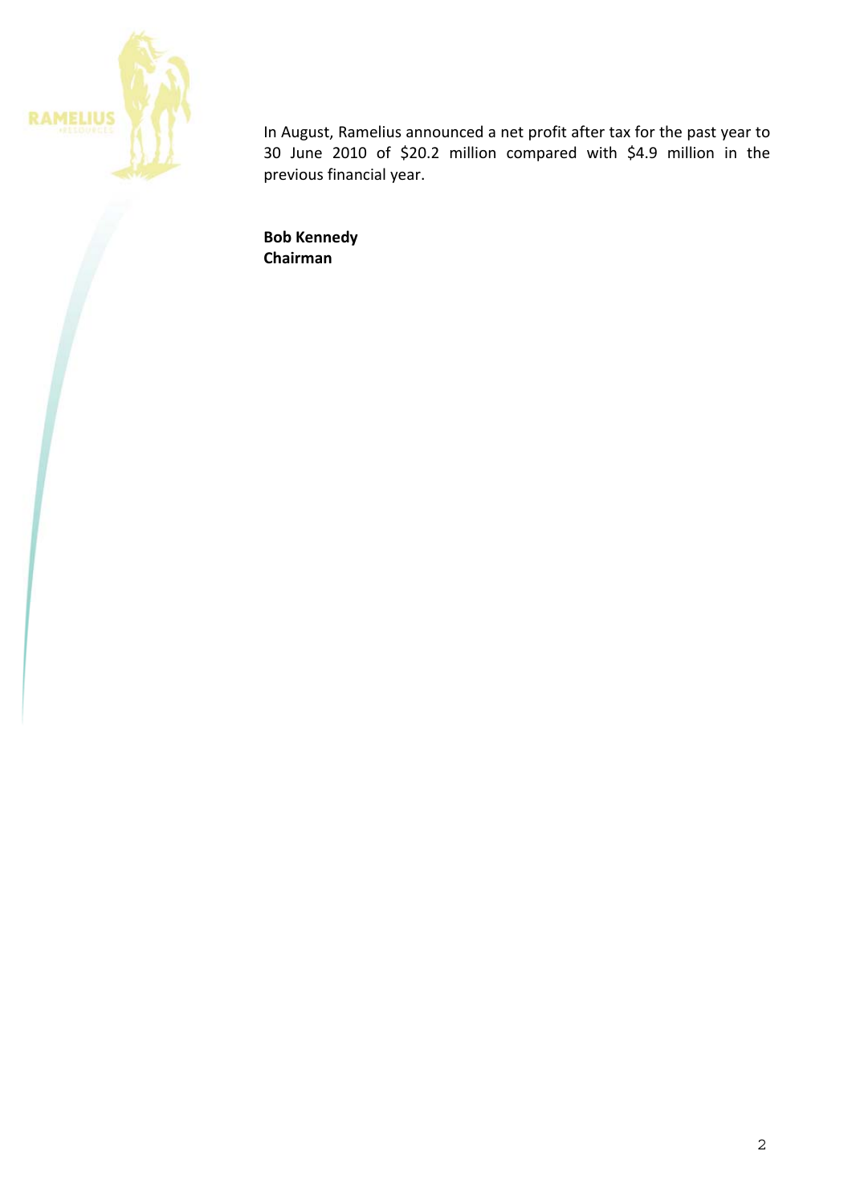In August, Ramelius announced a net profit after tax for the past year to 30 June 2010 of $20.2 million compared with $4.9 million in the previous financial year.

**Bob Kennedy**
**Chairman**